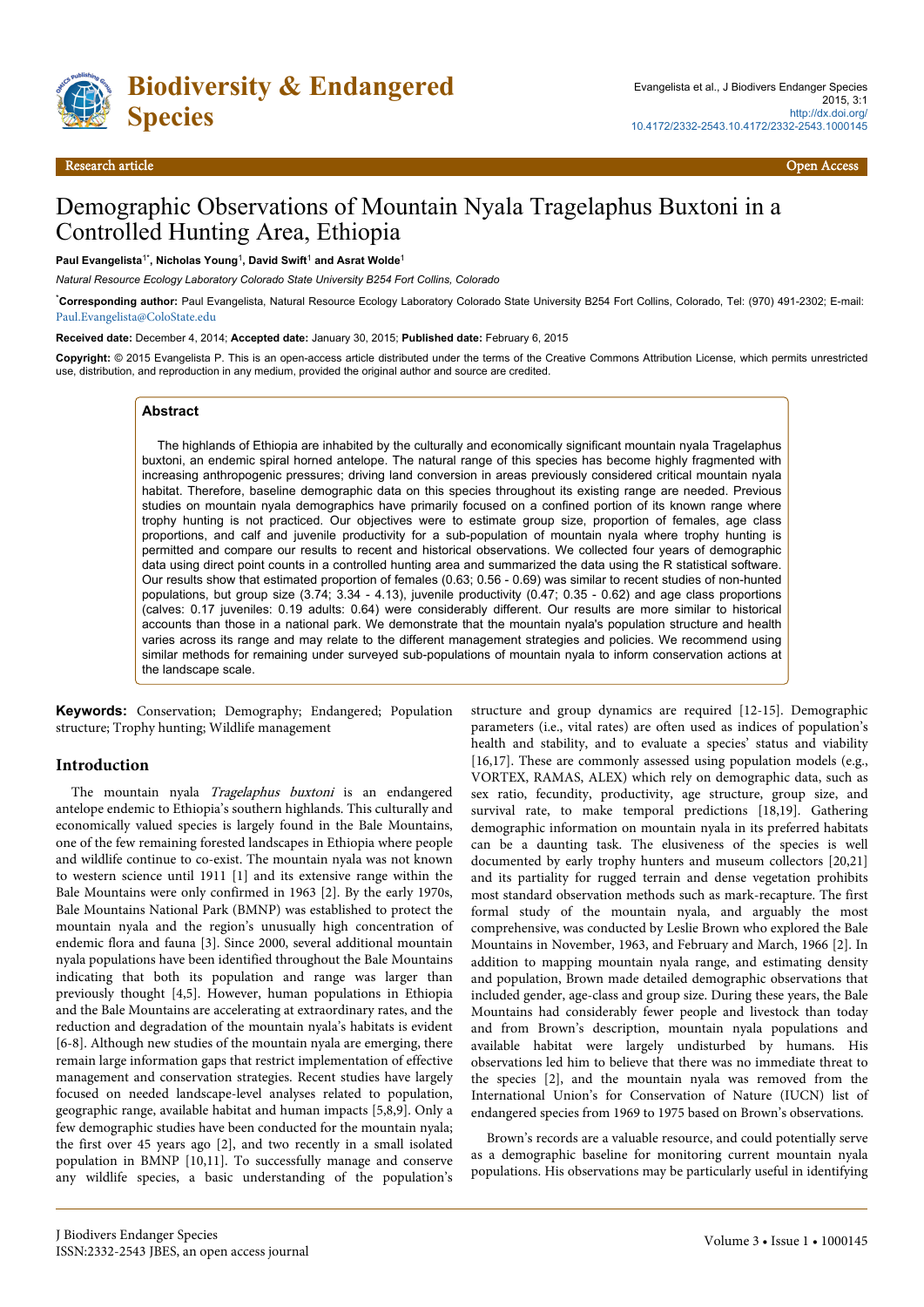Research article

Open Access

# Demographic Observations of Mountain Nyala Tragelaphus Buxtoni in a Controlled Hunting Area, Ethiopia

**Paul Evangelista[1*], Nicholas Young[1], David Swift[1] and Asrat Wolde[1]**

*Natural Resource Ecology Laboratory Colorado State University B254 Fort Collins, Colorado*

[*]**Corresponding author:** Paul Evangelista, Natural Resource Ecology Laboratory Colorado State University B254 Fort Collins, Colorado, Tel: (970) 491-2302; E-mail: Paul.Evangelista@ColoState.edu

**Received date:** December 4, 2014; **Accepted date:** January 30, 2015; **Published date:** February 6, 2015

**Copyright:** © 2015 Evangelista P. This is an open-access article distributed under the terms of the Creative Commons Attribution License, which permits unrestricted use, distribution, and reproduction in any medium, provided the original author and source are credited.

## Abstract

The highlands of Ethiopia are inhabited by the culturally and economically significant mountain nyala Tragelaphus buxtoni, an endemic spiral horned antelope. The natural range of this species has become highly fragmented with increasing anthropogenic pressures; driving land conversion in areas previously considered critical mountain nyala habitat. Therefore, baseline demographic data on this species throughout its existing range are needed. Previous studies on mountain nyala demographics have primarily focused on a confined portion of its known range where trophy hunting is not practiced. Our objectives were to estimate group size, proportion of females, age class proportions, and calf and juvenile productivity for a sub-population of mountain nyala where trophy hunting is permitted and compare our results to recent and historical observations. We collected four years of demographic data using direct point counts in a controlled hunting area and summarized the data using the R statistical software. Our results show that estimated proportion of females (0.63; 0.56 - 0.69) was similar to recent studies of non-hunted populations, but group size (3.74; 3.34 - 4.13), juvenile productivity (0.47; 0.35 - 0.62) and age class proportions (calves: 0.17 juveniles: 0.19 adults: 0.64) were considerably different. Our results are more similar to historical accounts than those in a national park. We demonstrate that the mountain nyala's population structure and health varies across its range and may relate to the different management strategies and policies. We recommend using similar methods for remaining under surveyed sub-populations of mountain nyala to inform conservation actions at the landscape scale.

**Keywords:** Conservation; Demography; Endangered; Population structure; Trophy hunting; Wildlife management

## Introduction

The mountain nyala *Tragelaphus buxtoni* is an endangered antelope endemic to Ethiopia's southern highlands. This culturally and economically valued species is largely found in the Bale Mountains, one of the few remaining forested landscapes in Ethiopia where people and wildlife continue to co-exist. The mountain nyala was not known to western science until 1911 [1] and its extensive range within the Bale Mountains were only confirmed in 1963 [2]. By the early 1970s, Bale Mountains National Park (BMNP) was established to protect the mountain nyala and the region's unusually high concentration of endemic flora and fauna [3]. Since 2000, several additional mountain nyala populations have been identified throughout the Bale Mountains indicating that both its population and range was larger than previously thought [4,5]. However, human populations in Ethiopia and the Bale Mountains are accelerating at extraordinary rates, and the reduction and degradation of the mountain nyala's habitats is evident [6-8]. Although new studies of the mountain nyala are emerging, there remain large information gaps that restrict implementation of effective management and conservation strategies. Recent studies have largely focused on needed landscape-level analyses related to population, geographic range, available habitat and human impacts [5,8,9]. Only a few demographic studies have been conducted for the mountain nyala; the first over 45 years ago [2], and two recently in a small isolated population in BMNP [10,11]. To successfully manage and conserve any wildlife species, a basic understanding of the population's structure and group dynamics are required [12-15]. Demographic parameters (i.e., vital rates) are often used as indices of population's health and stability, and to evaluate a species' status and viability [16,17]. These are commonly assessed using population models (e.g., VORTEX, RAMAS, ALEX) which rely on demographic data, such as sex ratio, fecundity, productivity, age structure, group size, and survival rate, to make temporal predictions [18,19]. Gathering demographic information on mountain nyala in its preferred habitats can be a daunting task. The elusiveness of the species is well documented by early trophy hunters and museum collectors [20,21] and its partiality for rugged terrain and dense vegetation prohibits most standard observation methods such as mark-recapture. The first formal study of the mountain nyala, and arguably the most comprehensive, was conducted by Leslie Brown who explored the Bale Mountains in November, 1963, and February and March, 1966 [2]. In addition to mapping mountain nyala range, and estimating density and population, Brown made detailed demographic observations that included gender, age-class and group size. During these years, the Bale Mountains had considerably fewer people and livestock than today and from Brown's description, mountain nyala populations and available habitat were largely undisturbed by humans. His observations led him to believe that there was no immediate threat to the species [2], and the mountain nyala was removed from the International Union's for Conservation of Nature (IUCN) list of endangered species from 1969 to 1975 based on Brown's observations.

Brown's records are a valuable resource, and could potentially serve as a demographic baseline for monitoring current mountain nyala populations. His observations may be particularly useful in identifying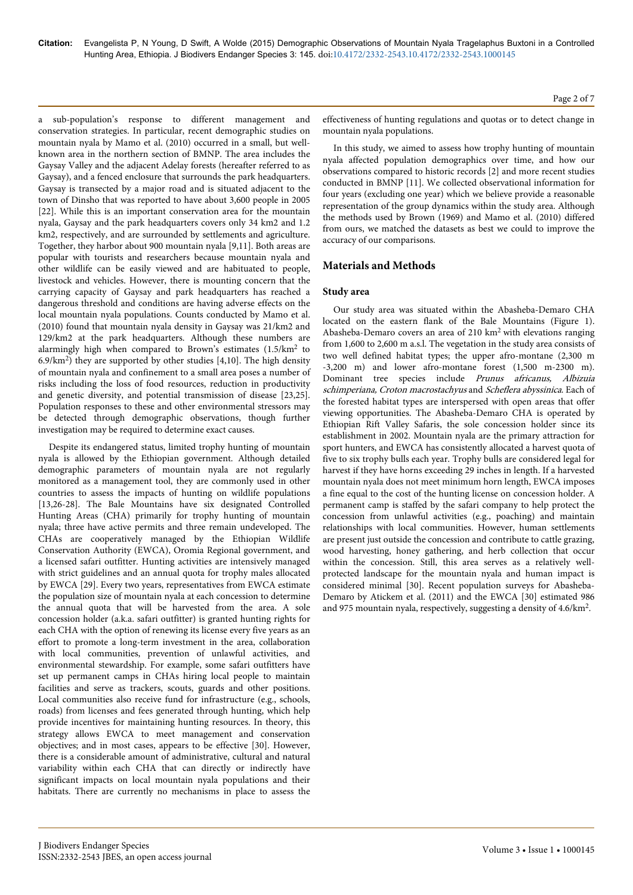a sub-population's response to different management and conservation strategies. In particular, recent demographic studies on mountain nyala by Mamo et al. (2010) occurred in a small, but well-known area in the northern section of BMNP. The area includes the Gaysay Valley and the adjacent Adelay forests (hereafter referred to as Gaysay), and a fenced enclosure that surrounds the park headquarters. Gaysay is transected by a major road and is situated adjacent to the town of Dinsho that was reported to have about 3,600 people in 2005 [22]. While this is an important conservation area for the mountain nyala, Gaysay and the park headquarters covers only 34 km2 and 1.2 km2, respectively, and are surrounded by settlements and agriculture. Together, they harbor about 900 mountain nyala [9,11]. Both areas are popular with tourists and researchers because mountain nyala and other wildlife can be easily viewed and are habituated to people, livestock and vehicles. However, there is mounting concern that the carrying capacity of Gaysay and park headquarters has reached a dangerous threshold and conditions are having adverse effects on the local mountain nyala populations. Counts conducted by Mamo et al. (2010) found that mountain nyala density in Gaysay was 21/km2 and 129/km2 at the park headquarters. Although these numbers are alarmingly high when compared to Brown's estimates (1.5/km$^2$ to 6.9/km$^2$) they are supported by other studies [4,10]. The high density of mountain nyala and confinement to a small area poses a number of risks including the loss of food resources, reduction in productivity and genetic diversity, and potential transmission of disease [23,25]. Population responses to these and other environmental stressors may be detected through demographic observations, though further investigation may be required to determine exact causes.

Despite its endangered status, limited trophy hunting of mountain nyala is allowed by the Ethiopian government. Although detailed demographic parameters of mountain nyala are not regularly monitored as a management tool, they are commonly used in other countries to assess the impacts of hunting on wildlife populations [13,26-28]. The Bale Mountains have six designated Controlled Hunting Areas (CHA) primarily for trophy hunting of mountain nyala; three have active permits and three remain undeveloped. The CHAs are cooperatively managed by the Ethiopian Wildlife Conservation Authority (EWCA), Oromia Regional government, and a licensed safari outfitter. Hunting activities are intensively managed with strict guidelines and an annual quota for trophy males allocated by EWCA [29]. Every two years, representatives from EWCA estimate the population size of mountain nyala at each concession to determine the annual quota that will be harvested from the area. A sole concession holder (a.k.a. safari outfitter) is granted hunting rights for each CHA with the option of renewing its license every five years as an effort to promote a long-term investment in the area, collaboration with local communities, prevention of unlawful activities, and environmental stewardship. For example, some safari outfitters have set up permanent camps in CHAs hiring local people to maintain facilities and serve as trackers, scouts, guards and other positions. Local communities also receive fund for infrastructure (e.g., schools, roads) from licenses and fees generated through hunting, which help provide incentives for maintaining hunting resources. In theory, this strategy allows EWCA to meet management and conservation objectives; and in most cases, appears to be effective [30]. However, there is a considerable amount of administrative, cultural and natural variability within each CHA that can directly or indirectly have significant impacts on local mountain nyala populations and their habitats. There are currently no mechanisms in place to assess the effectiveness of hunting regulations and quotas or to detect change in mountain nyala populations.

In this study, we aimed to assess how trophy hunting of mountain nyala affected population demographics over time, and how our observations compared to historic records [2] and more recent studies conducted in BMNP [11]. We collected observational information for four years (excluding one year) which we believe provide a reasonable representation of the group dynamics within the study area. Although the methods used by Brown (1969) and Mamo et al. (2010) differed from ours, we matched the datasets as best we could to improve the accuracy of our comparisons.

## Materials and Methods

### Study area

Our study area was situated within the Abasheba-Demaro CHA located on the eastern flank of the Bale Mountains (Figure 1). Abasheba-Demaro covers an area of 210 km$^2$ with elevations ranging from 1,600 to 2,600 m a.s.l. The vegetation in the study area consists of two well defined habitat types; the upper afro-montane (2,300 m -3,200 m) and lower afro-montane forest (1,500 m-2300 m). Dominant tree species include *Prunus africanus, Albizuia schimperiana, Croton macrostachyus* and *Scheflera abyssinica*. Each of the forested habitat types are interspersed with open areas that offer viewing opportunities. The Abasheba-Demaro CHA is operated by Ethiopian Rift Valley Safaris, the sole concession holder since its establishment in 2002. Mountain nyala are the primary attraction for sport hunters, and EWCA has consistently allocated a harvest quota of five to six trophy bulls each year. Trophy bulls are considered legal for harvest if they have horns exceeding 29 inches in length. If a harvested mountain nyala does not meet minimum horn length, EWCA imposes a fine equal to the cost of the hunting license on concession holder. A permanent camp is staffed by the safari company to help protect the concession from unlawful activities (e.g., poaching) and maintain relationships with local communities. However, human settlements are present just outside the concession and contribute to cattle grazing, wood harvesting, honey gathering, and herb collection that occur within the concession. Still, this area serves as a relatively well-protected landscape for the mountain nyala and human impact is considered minimal [30]. Recent population surveys for Abasheba-Demaro by Atickem et al. (2011) and the EWCA [30] estimated 986 and 975 mountain nyala, respectively, suggesting a density of 4.6/km$^2$.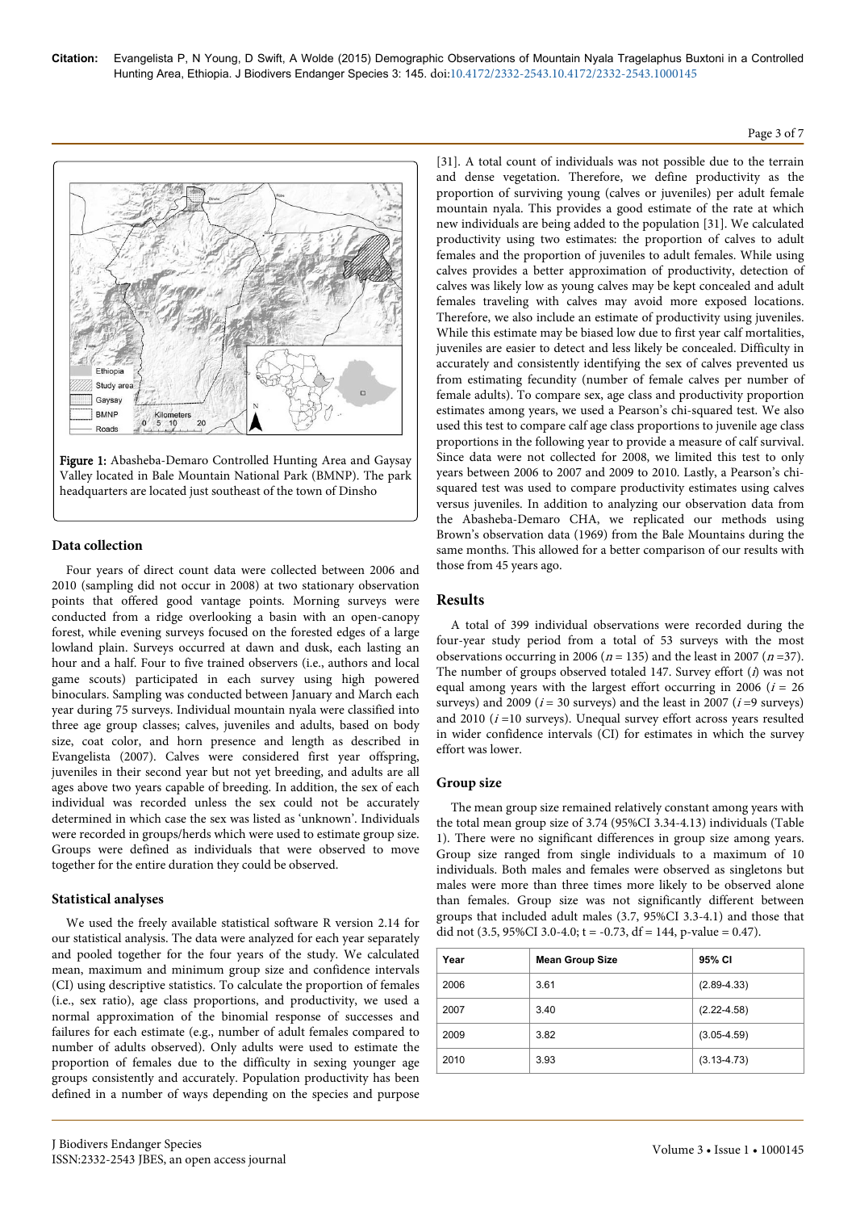Figure 1: Abasheba-Demaro Controlled Hunting Area and Gaysay Valley located in Bale Mountain National Park (BMNP). The park headquarters are located just southeast of the town of Dinsho

### Data collection

Four years of direct count data were collected between 2006 and 2010 (sampling did not occur in 2008) at two stationary observation points that offered good vantage points. Morning surveys were conducted from a ridge overlooking a basin with an open-canopy forest, while evening surveys focused on the forested edges of a large lowland plain. Surveys occurred at dawn and dusk, each lasting an hour and a half. Four to five trained observers (i.e., authors and local game scouts) participated in each survey using high powered binoculars. Sampling was conducted between January and March each year during 75 surveys. Individual mountain nyala were classified into three age group classes; calves, juveniles and adults, based on body size, coat color, and horn presence and length as described in Evangelista (2007). Calves were considered first year offspring, juveniles in their second year but not yet breeding, and adults are all ages above two years capable of breeding. In addition, the sex of each individual was recorded unless the sex could not be accurately determined in which case the sex was listed as 'unknown'. Individuals were recorded in groups/herds which were used to estimate group size. Groups were defined as individuals that were observed to move together for the entire duration they could be observed.

### Statistical analyses

We used the freely available statistical software R version 2.14 for our statistical analysis. The data were analyzed for each year separately and pooled together for the four years of the study. We calculated mean, maximum and minimum group size and confidence intervals (CI) using descriptive statistics. To calculate the proportion of females (i.e., sex ratio), age class proportions, and productivity, we used a normal approximation of the binomial response of successes and failures for each estimate (e.g., number of adult females compared to number of adults observed). Only adults were used to estimate the proportion of females due to the difficulty in sexing younger age groups consistently and accurately. Population productivity has been defined in a number of ways depending on the species and purpose [31]. A total count of individuals was not possible due to the terrain and dense vegetation. Therefore, we define productivity as the proportion of surviving young (calves or juveniles) per adult female mountain nyala. This provides a good estimate of the rate at which new individuals are being added to the population [31]. We calculated productivity using two estimates: the proportion of calves to adult females and the proportion of juveniles to adult females. While using calves provides a better approximation of productivity, detection of calves was likely low as young calves may be kept concealed and adult females traveling with calves may avoid more exposed locations. Therefore, we also include an estimate of productivity using juveniles. While this estimate may be biased low due to first year calf mortalities, juveniles are easier to detect and less likely be concealed. Difficulty in accurately and consistently identifying the sex of calves prevented us from estimating fecundity (number of female calves per number of female adults). To compare sex, age class and productivity proportion estimates among years, we used a Pearson's chi-squared test. We also used this test to compare calf age class proportions to juvenile age class proportions in the following year to provide a measure of calf survival. Since data were not collected for 2008, we limited this test to only years between 2006 to 2007 and 2009 to 2010. Lastly, a Pearson's chi-squared test was used to compare productivity estimates using calves versus juveniles. In addition to analyzing our observation data from the Abasheba-Demaro CHA, we replicated our methods using Brown's observation data (1969) from the Bale Mountains during the same months. This allowed for a better comparison of our results with those from 45 years ago.

## Results

A total of 399 individual observations were recorded during the four-year study period from a total of 53 surveys with the most observations occurring in 2006 ($n = 135$) and the least in 2007 ($n = 37$). The number of groups observed totaled 147. Survey effort ($i$) was not equal among years with the largest effort occurring in 2006 ($i = 26$ surveys) and 2009 ($i = 30$ surveys) and the least in 2007 ($i = 9$ surveys) and 2010 ($i = 10$ surveys). Unequal survey effort across years resulted in wider confidence intervals (CI) for estimates in which the survey effort was lower.

### Group size

The mean group size remained relatively constant among years with the total mean group size of 3.74 (95%CI 3.34-4.13) individuals (Table 1). There were no significant differences in group size among years. Group size ranged from single individuals to a maximum of 10 individuals. Both males and females were observed as singletons but males were more than three times more likely to be observed alone than females. Group size was not significantly different between groups that included adult males (3.7, 95%CI 3.3-4.1) and those that did not (3.5, 95%CI 3.0-4.0; $t = -0.73$, $df = 144$, $p\text{-value} = 0.47$).

| Year | Mean Group Size | 95% CI |
|---|---|---|
| 2006 | 3.61 | (2.89-4.33) |
| 2007 | 3.40 | (2.22-4.58) |
| 2009 | 3.82 | (3.05-4.59) |
| 2010 | 3.93 | (3.13-4.73) |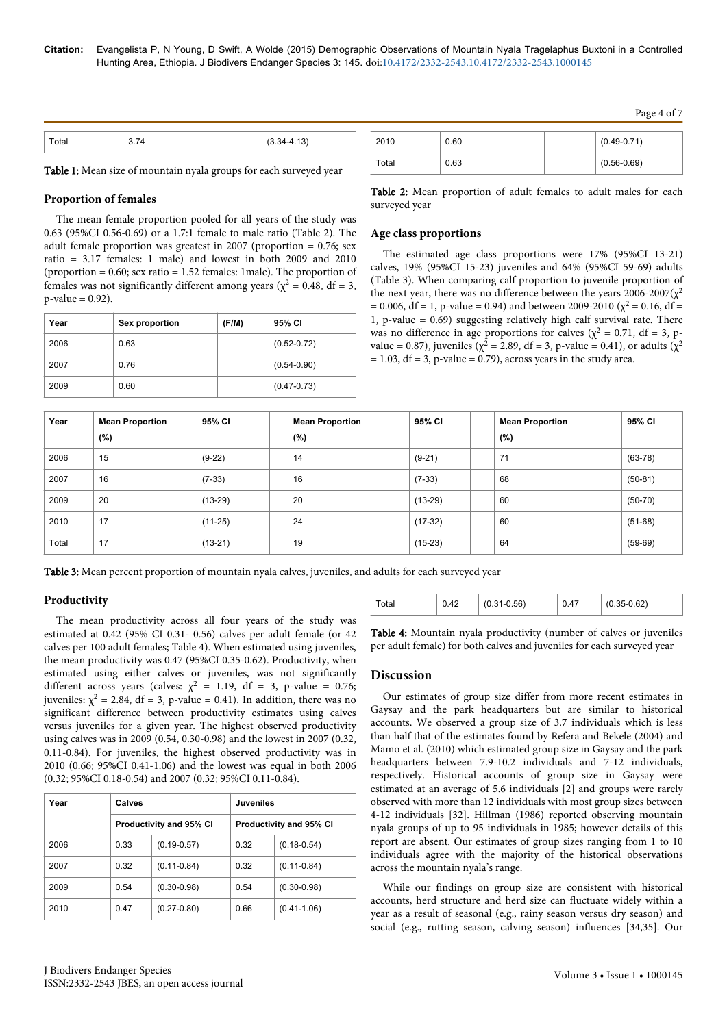| Total | 3.74 | (3.34-4.13) |
|---|---|---|

**Table 1:** Mean size of mountain nyala groups for each surveyed year

## Proportion of females

The mean female proportion pooled for all years of the study was 0.63 (95%CI 0.56-0.69) or a 1.7:1 female to male ratio (Table 2). The adult female proportion was greatest in 2007 (proportion = 0.76; sex ratio = 3.17 females: 1 male) and lowest in both 2009 and 2010 (proportion = 0.60; sex ratio = 1.52 females: 1male). The proportion of females was not significantly different among years ($\chi^2$ = 0.48, df = 3, p-value = 0.92).

| Year | Sex proportion | (F/M) | 95% CI |
|---|---|---|---|
| 2006 | 0.63 | | (0.52-0.72) |
| 2007 | 0.76 | | (0.54-0.90) |
| 2009 | 0.60 | | (0.47-0.73) |
| 2010 | 0.60 | | (0.49-0.71) |
| Total | 0.63 | | (0.56-0.69) |

**Table 2:** Mean proportion of adult females to adult males for each surveyed year

## Age class proportions

The estimated age class proportions were 17% (95%CI 13-21) calves, 19% (95%CI 15-23) juveniles and 64% (95%CI 59-69) adults (Table 3). When comparing calf proportion to juvenile proportion of the next year, there was no difference between the years 2006-2007($\chi^2$ = 0.006, df = 1, p-value = 0.94) and between 2009-2010 ($\chi^2$ = 0.16, df = 1, p-value = 0.69) suggesting relatively high calf survival rate. There was no difference in age proportions for calves ($\chi^2$ = 0.71, df = 3, p-value = 0.87), juveniles ($\chi^2$ = 2.89, df = 3, p-value = 0.41), or adults ($\chi^2$ = 1.03, df = 3, p-value = 0.79), across years in the study area.

| Year | Mean Proportion (%) | 95% CI | | Mean Proportion (%) | 95% CI | | Mean Proportion (%) | 95% CI |
|---|---|---|---|---|---|---|---|---|
| 2006 | 15 | (9-22) | | 14 | (9-21) | | 71 | (63-78) |
| 2007 | 16 | (7-33) | | 16 | (7-33) | | 68 | (50-81) |
| 2009 | 20 | (13-29) | | 20 | (13-29) | | 60 | (50-70) |
| 2010 | 17 | (11-25) | | 24 | (17-32) | | 60 | (51-68) |
| Total | 17 | (13-21) | | 19 | (15-23) | | 64 | (59-69) |

**Table 3:** Mean percent proportion of mountain nyala calves, juveniles, and adults for each surveyed year

## Productivity

The mean productivity across all four years of the study was estimated at 0.42 (95% CI 0.31- 0.56) calves per adult female (or 42 calves per 100 adult females; Table 4). When estimated using juveniles, the mean productivity was 0.47 (95%CI 0.35-0.62). Productivity, when estimated using either calves or juveniles, was not significantly different across years (calves: $\chi^2$ = 1.19, df = 3, p-value = 0.76; juveniles: $\chi^2$ = 2.84, df = 3, p-value = 0.41). In addition, there was no significant difference between productivity estimates using calves versus juveniles for a given year. The highest observed productivity using calves was in 2009 (0.54, 0.30-0.98) and the lowest in 2007 (0.32, 0.11-0.84). For juveniles, the highest observed productivity was in 2010 (0.66; 95%CI 0.41-1.06) and the lowest was equal in both 2006 (0.32; 95%CI 0.18-0.54) and 2007 (0.32; 95%CI 0.11-0.84).

| Year | Calves | | Juveniles | |
|---|---|---|---|---|
| | Productivity and 95% CI | | Productivity and 95% CI | |
| 2006 | 0.33 | (0.19-0.57) | 0.32 | (0.18-0.54) |
| 2007 | 0.32 | (0.11-0.84) | 0.32 | (0.11-0.84) |
| 2009 | 0.54 | (0.30-0.98) | 0.54 | (0.30-0.98) |
| 2010 | 0.47 | (0.27-0.80) | 0.66 | (0.41-1.06) |
| Total | 0.42 | (0.31-0.56) | 0.47 | (0.35-0.62) |

**Table 4:** Mountain nyala productivity (number of calves or juveniles per adult female) for both calves and juveniles for each surveyed year

## Discussion

Our estimates of group size differ from more recent estimates in Gaysay and the park headquarters but are similar to historical accounts. We observed a group size of 3.7 individuals which is less than half that of the estimates found by Refera and Bekele (2004) and Mamo et al. (2010) which estimated group size in Gaysay and the park headquarters between 7.9-10.2 individuals and 7-12 individuals, respectively. Historical accounts of group size in Gaysay were estimated at an average of 5.6 individuals [2] and groups were rarely observed with more than 12 individuals with most group sizes between 4-12 individuals [32]. Hillman (1986) reported observing mountain nyala groups of up to 95 individuals in 1985; however details of this report are absent. Our estimates of group sizes ranging from 1 to 10 individuals agree with the majority of the historical observations across the mountain nyala's range.

While our findings on group size are consistent with historical accounts, herd structure and herd size can fluctuate widely within a year as a result of seasonal (e.g., rainy season versus dry season) and social (e.g., rutting season, calving season) influences [34,35]. Our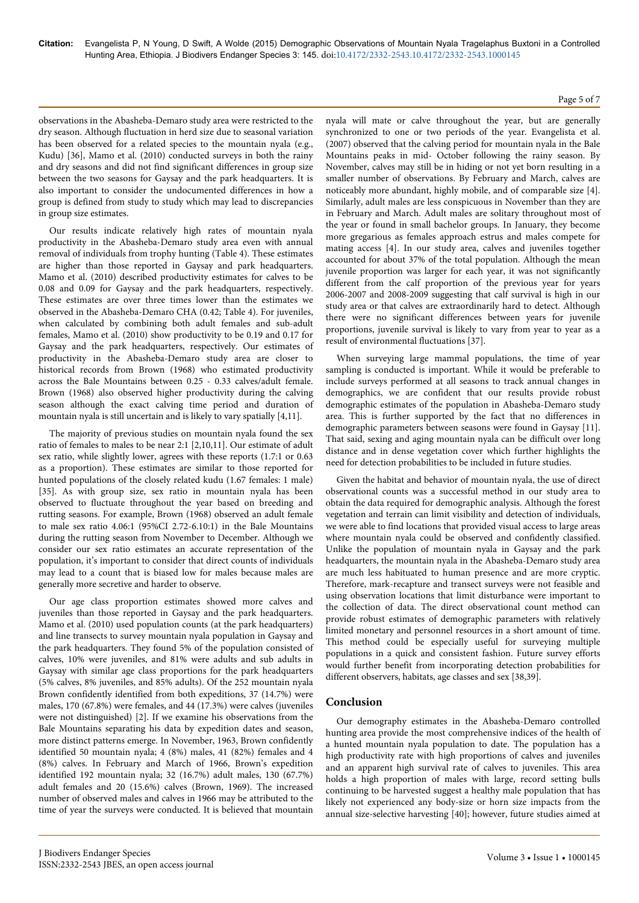observations in the Abasheba-Demaro study area were restricted to the dry season. Although fluctuation in herd size due to seasonal variation has been observed for a related species to the mountain nyala (e.g., Kudu) [36], Mamo et al. (2010) conducted surveys in both the rainy and dry seasons and did not find significant differences in group size between the two seasons for Gaysay and the park headquarters. It is also important to consider the undocumented differences in how a group is defined from study to study which may lead to discrepancies in group size estimates.

Our results indicate relatively high rates of mountain nyala productivity in the Abasheba-Demaro study area even with annual removal of individuals from trophy hunting (Table 4). These estimates are higher than those reported in Gaysay and park headquarters. Mamo et al. (2010) described productivity estimates for calves to be 0.08 and 0.09 for Gaysay and the park headquarters, respectively. These estimates are over three times lower than the estimates we observed in the Abasheba-Demaro CHA (0.42; Table 4). For juveniles, when calculated by combining both adult females and sub-adult females, Mamo et al. (2010) show productivity to be 0.19 and 0.17 for Gaysay and the park headquarters, respectively. Our estimates of productivity in the Abasheba-Demaro study area are closer to historical records from Brown (1968) who estimated productivity across the Bale Mountains between 0.25 - 0.33 calves/adult female. Brown (1968) also observed higher productivity during the calving season although the exact calving time period and duration of mountain nyala is still uncertain and is likely to vary spatially [4,11].

The majority of previous studies on mountain nyala found the sex ratio of females to males to be near 2:1 [2,10,11]. Our estimate of adult sex ratio, while slightly lower, agrees with these reports (1.7:1 or 0.63 as a proportion). These estimates are similar to those reported for hunted populations of the closely related kudu (1.67 females: 1 male) [35]. As with group size, sex ratio in mountain nyala has been observed to fluctuate throughout the year based on breeding and rutting seasons. For example, Brown (1968) observed an adult female to male sex ratio 4.06:1 (95%CI 2.72-6.10:1) in the Bale Mountains during the rutting season from November to December. Although we consider our sex ratio estimates an accurate representation of the population, it's important to consider that direct counts of individuals may lead to a count that is biased low for males because males are generally more secretive and harder to observe.

Our age class proportion estimates showed more calves and juveniles than those reported in Gaysay and the park headquarters. Mamo et al. (2010) used population counts (at the park headquarters) and line transects to survey mountain nyala population in Gaysay and the park headquarters. They found 5% of the population consisted of calves, 10% were juveniles, and 81% were adults and sub adults in Gaysay with similar age class proportions for the park headquarters (5% calves, 8% juveniles, and 85% adults). Of the 252 mountain nyala Brown confidently identified from both expeditions, 37 (14.7%) were males, 170 (67.8%) were females, and 44 (17.3%) were calves (juveniles were not distinguished) [2]. If we examine his observations from the Bale Mountains separating his data by expedition dates and season, more distinct patterns emerge. In November, 1963, Brown confidently identified 50 mountain nyala; 4 (8%) males, 41 (82%) females and 4 (8%) calves. In February and March of 1966, Brown's expedition identified 192 mountain nyala; 32 (16.7%) adult males, 130 (67.7%) adult females and 20 (15.6%) calves (Brown, 1969). The increased number of observed males and calves in 1966 may be attributed to the time of year the surveys were conducted. It is believed that mountain nyala will mate or calve throughout the year, but are generally synchronized to one or two periods of the year. Evangelista et al. (2007) observed that the calving period for mountain nyala in the Bale Mountains peaks in mid- October following the rainy season. By November, calves may still be in hiding or not yet born resulting in a smaller number of observations. By February and March, calves are noticeably more abundant, highly mobile, and of comparable size [4]. Similarly, adult males are less conspicuous in November than they are in February and March. Adult males are solitary throughout most of the year or found in small bachelor groups. In January, they become more gregarious as females approach estrus and males compete for mating access [4]. In our study area, calves and juveniles together accounted for about 37% of the total population. Although the mean juvenile proportion was larger for each year, it was not significantly different from the calf proportion of the previous year for years 2006-2007 and 2008-2009 suggesting that calf survival is high in our study area or that calves are extraordinarily hard to detect. Although there were no significant differences between years for juvenile proportions, juvenile survival is likely to vary from year to year as a result of environmental fluctuations [37].

When surveying large mammal populations, the time of year sampling is conducted is important. While it would be preferable to include surveys performed at all seasons to track annual changes in demographics, we are confident that our results provide robust demographic estimates of the population in Abasheba-Demaro study area. This is further supported by the fact that no differences in demographic parameters between seasons were found in Gaysay [11]. That said, sexing and aging mountain nyala can be difficult over long distance and in dense vegetation cover which further highlights the need for detection probabilities to be included in future studies.

Given the habitat and behavior of mountain nyala, the use of direct observational counts was a successful method in our study area to obtain the data required for demographic analysis. Although the forest vegetation and terrain can limit visibility and detection of individuals, we were able to find locations that provided visual access to large areas where mountain nyala could be observed and confidently classified. Unlike the population of mountain nyala in Gaysay and the park headquarters, the mountain nyala in the Abasheba-Demaro study area are much less habituated to human presence and are more cryptic. Therefore, mark-recapture and transect surveys were not feasible and using observation locations that limit disturbance were important to the collection of data. The direct observational count method can provide robust estimates of demographic parameters with relatively limited monetary and personnel resources in a short amount of time. This method could be especially useful for surveying multiple populations in a quick and consistent fashion. Future survey efforts would further benefit from incorporating detection probabilities for different observers, habitats, age classes and sex [38,39].

## Conclusion

Our demography estimates in the Abasheba-Demaro controlled hunting area provide the most comprehensive indices of the health of a hunted mountain nyala population to date. The population has a high productivity rate with high proportions of calves and juveniles and an apparent high survival rate of calves to juveniles. This area holds a high proportion of males with large, record setting bulls continuing to be harvested suggest a healthy male population that has likely not experienced any body-size or horn size impacts from the annual size-selective harvesting [40]; however, future studies aimed at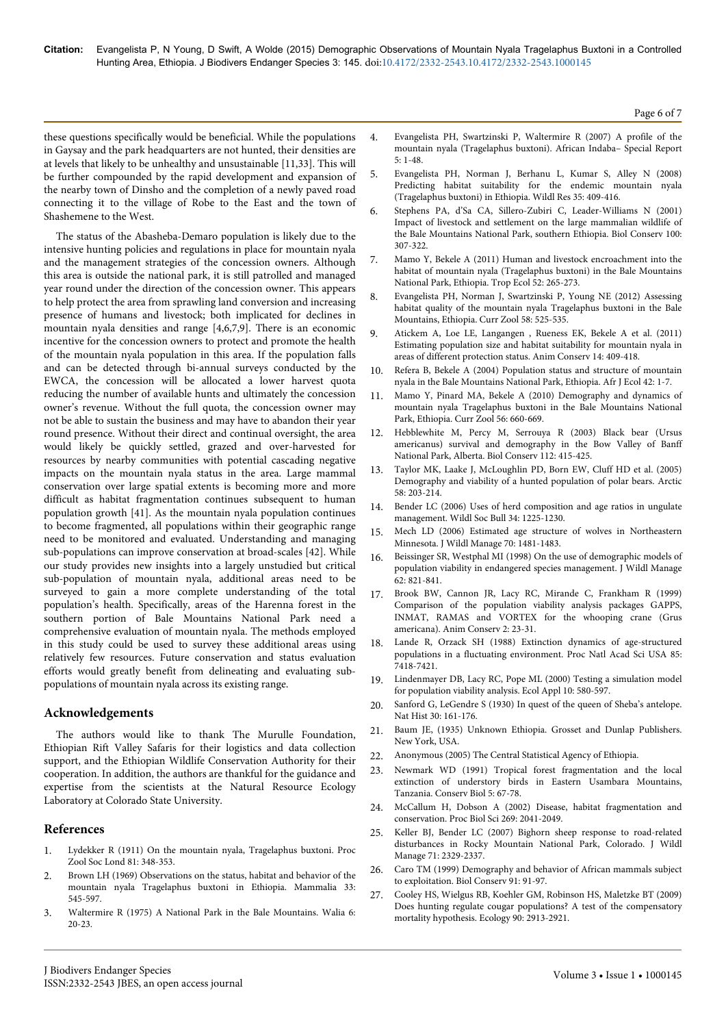these questions specifically would be beneficial. While the populations in Gaysay and the park headquarters are not hunted, their densities are at levels that likely to be unhealthy and unsustainable [11,33]. This will be further compounded by the rapid development and expansion of the nearby town of Dinsho and the completion of a newly paved road connecting it to the village of Robe to the East and the town of Shashemene to the West.

The status of the Abasheba-Demaro population is likely due to the intensive hunting policies and regulations in place for mountain nyala and the management strategies of the concession owners. Although this area is outside the national park, it is still patrolled and managed year round under the direction of the concession owner. This appears to help protect the area from sprawling land conversion and increasing presence of humans and livestock; both implicated for declines in mountain nyala densities and range [4,6,7,9]. There is an economic incentive for the concession owners to protect and promote the health of the mountain nyala population in this area. If the population falls and can be detected through bi-annual surveys conducted by the EWCA, the concession will be allocated a lower harvest quota reducing the number of available hunts and ultimately the concession owner's revenue. Without the full quota, the concession owner may not be able to sustain the business and may have to abandon their year round presence. Without their direct and continual oversight, the area would likely be quickly settled, grazed and over-harvested for resources by nearby communities with potential cascading negative impacts on the mountain nyala status in the area. Large mammal conservation over large spatial extents is becoming more and more difficult as habitat fragmentation continues subsequent to human population growth [41]. As the mountain nyala population continues to become fragmented, all populations within their geographic range need to be monitored and evaluated. Understanding and managing sub-populations can improve conservation at broad-scales [42]. While our study provides new insights into a largely unstudied but critical sub-population of mountain nyala, additional areas need to be surveyed to gain a more complete understanding of the total population's health. Specifically, areas of the Harenna forest in the southern portion of Bale Mountains National Park need a comprehensive evaluation of mountain nyala. The methods employed in this study could be used to survey these additional areas using relatively few resources. Future conservation and status evaluation efforts would greatly benefit from delineating and evaluating sub-populations of mountain nyala across its existing range.

## Acknowledgements

The authors would like to thank The Murulle Foundation, Ethiopian Rift Valley Safaris for their logistics and data collection support, and the Ethiopian Wildlife Conservation Authority for their cooperation. In addition, the authors are thankful for the guidance and expertise from the scientists at the Natural Resource Ecology Laboratory at Colorado State University.

## References

1. Lydekker R (1911) On the mountain nyala, Tragelaphus buxtoni. Proc Zool Soc Lond 81: 348-353.
2. Brown LH (1969) Observations on the status, habitat and behavior of the mountain nyala Tragelaphus buxtoni in Ethiopia. Mammalia 33: 545-597.
3. Waltermire R (1975) A National Park in the Bale Mountains. Walia 6: 20-23.
4. Evangelista PH, Swartzinski P, Waltermire R (2007) A profile of the mountain nyala (Tragelaphus buxtoni). African Indaba– Special Report 5: 1-48.
5. Evangelista PH, Norman J, Berhanu L, Kumar S, Alley N (2008) Predicting habitat suitability for the endemic mountain nyala (Tragelaphus buxtoni) in Ethiopia. Wildl Res 35: 409-416.
6. Stephens PA, d'Sa CA, Sillero-Zubiri C, Leader-Williams N (2001) Impact of livestock and settlement on the large mammalian wildlife of the Bale Mountains National Park, southern Ethiopia. Biol Conserv 100: 307-322.
7. Mamo Y, Bekele A (2011) Human and livestock encroachment into the habitat of mountain nyala (Tragelaphus buxtoni) in the Bale Mountains National Park, Ethiopia. Trop Ecol 52: 265-273.
8. Evangelista PH, Norman J, Swartzinski P, Young NE (2012) Assessing habitat quality of the mountain nyala Tragelaphus buxtoni in the Bale Mountains, Ethiopia. Curr Zool 58: 525-535.
9. Atickem A, Loe LE, Langangen , Rueness EK, Bekele A et al. (2011) Estimating population size and habitat suitability for mountain nyala in areas of different protection status. Anim Conserv 14: 409-418.
10. Refera B, Bekele A (2004) Population status and structure of mountain nyala in the Bale Mountains National Park, Ethiopia. Afr J Ecol 42: 1-7.
11. Mamo Y, Pinard MA, Bekele A (2010) Demography and dynamics of mountain nyala Tragelaphus buxtoni in the Bale Mountains National Park, Ethiopia. Curr Zool 56: 660-669.
12. Hebblewhite M, Percy M, Serrouya R (2003) Black bear (Ursus americanus) survival and demography in the Bow Valley of Banff National Park, Alberta. Biol Conserv 112: 415-425.
13. Taylor MK, Laake J, McLoughlin PD, Born EW, Cluff HD et al. (2005) Demography and viability of a hunted population of polar bears. Arctic 58: 203-214.
14. Bender LC (2006) Uses of herd composition and age ratios in ungulate management. Wildl Soc Bull 34: 1225-1230.
15. Mech LD (2006) Estimated age structure of wolves in Northeastern Minnesota. J Wildl Manage 70: 1481-1483.
16. Beissinger SR, Westphal MI (1998) On the use of demographic models of population viability in endangered species management. J Wildl Manage 62: 821-841.
17. Brook BW, Cannon JR, Lacy RC, Mirande C, Frankham R (1999) Comparison of the population viability analysis packages GAPPS, INMAT, RAMAS and VORTEX for the whooping crane (Grus americana). Anim Conserv 2: 23-31.
18. Lande R, Orzack SH (1988) Extinction dynamics of age-structured populations in a fluctuating environment. Proc Natl Acad Sci USA 85: 7418-7421.
19. Lindenmayer DB, Lacy RC, Pope ML (2000) Testing a simulation model for population viability analysis. Ecol Appl 10: 580-597.
20. Sanford G, LeGendre S (1930) In quest of the queen of Sheba's antelope. Nat Hist 30: 161-176.
21. Baum JE, (1935) Unknown Ethiopia. Grosset and Dunlap Publishers. New York, USA.
22. Anonymous (2005) The Central Statistical Agency of Ethiopia.
23. Newmark WD (1991) Tropical forest fragmentation and the local extinction of understory birds in Eastern Usambara Mountains, Tanzania. Conserv Biol 5: 67-78.
24. McCallum H, Dobson A (2002) Disease, habitat fragmentation and conservation. Proc Biol Sci 269: 2041-2049.
25. Keller BJ, Bender LC (2007) Bighorn sheep response to road-related disturbances in Rocky Mountain National Park, Colorado. J Wildl Manage 71: 2329-2337.
26. Caro TM (1999) Demography and behavior of African mammals subject to exploitation. Biol Conserv 91: 91-97.
27. Cooley HS, Wielgus RB, Koehler GM, Robinson HS, Maletzke BT (2009) Does hunting regulate cougar populations? A test of the compensatory mortality hypothesis. Ecology 90: 2913-2921.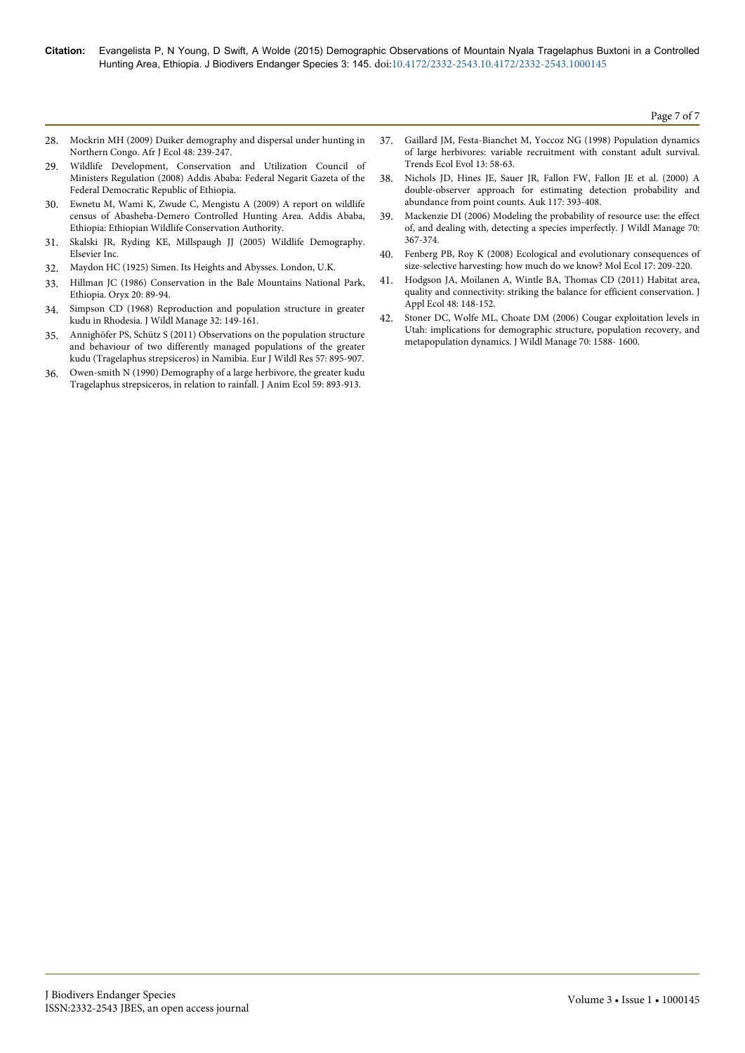28. Mockrin MH (2009) Duiker demography and dispersal under hunting in Northern Congo. Afr J Ecol 48: 239-247.
29. Wildlife Development, Conservation and Utilization Council of Ministers Regulation (2008) Addis Ababa: Federal Negarit Gazeta of the Federal Democratic Republic of Ethiopia.
30. Ewnetu M, Wami K, Zwude C, Mengistu A (2009) A report on wildlife census of Abasheba-Demero Controlled Hunting Area. Addis Ababa, Ethiopia: Ethiopian Wildlife Conservation Authority.
31. Skalski JR, Ryding KE, Millspaugh JJ (2005) Wildlife Demography. Elsevier Inc.
32. Maydon HC (1925) Simen. Its Heights and Abysses. London, U.K.
33. Hillman JC (1986) Conservation in the Bale Mountains National Park, Ethiopia. Oryx 20: 89-94.
34. Simpson CD (1968) Reproduction and population structure in greater kudu in Rhodesia. J Wildl Manage 32: 149-161.
35. Annighöfer PS, Schütz S (2011) Observations on the population structure and behaviour of two differently managed populations of the greater kudu (Tragelaphus strepsiceros) in Namibia. Eur J Wildl Res 57: 895-907.
36. Owen-smith N (1990) Demography of a large herbivore, the greater kudu Tragelaphus strepsiceros, in relation to rainfall. J Anim Ecol 59: 893-913.
37. Gaillard JM, Festa-Bianchet M, Yoccoz NG (1998) Population dynamics of large herbivores: variable recruitment with constant adult survival. Trends Ecol Evol 13: 58-63.
38. Nichols JD, Hines JE, Sauer JR, Fallon FW, Fallon JE et al. (2000) A double-observer approach for estimating detection probability and abundance from point counts. Auk 117: 393-408.
39. Mackenzie DI (2006) Modeling the probability of resource use: the effect of, and dealing with, detecting a species imperfectly. J Wildl Manage 70: 367-374.
40. Fenberg PB, Roy K (2008) Ecological and evolutionary consequences of size-selective harvesting: how much do we know? Mol Ecol 17: 209-220.
41. Hodgson JA, Moilanen A, Wintle BA, Thomas CD (2011) Habitat area, quality and connectivity: striking the balance for efficient conservation. J Appl Ecol 48: 148-152.
42. Stoner DC, Wolfe ML, Choate DM (2006) Cougar exploitation levels in Utah: implications for demographic structure, population recovery, and metapopulation dynamics. J Wildl Manage 70: 1588- 1600.